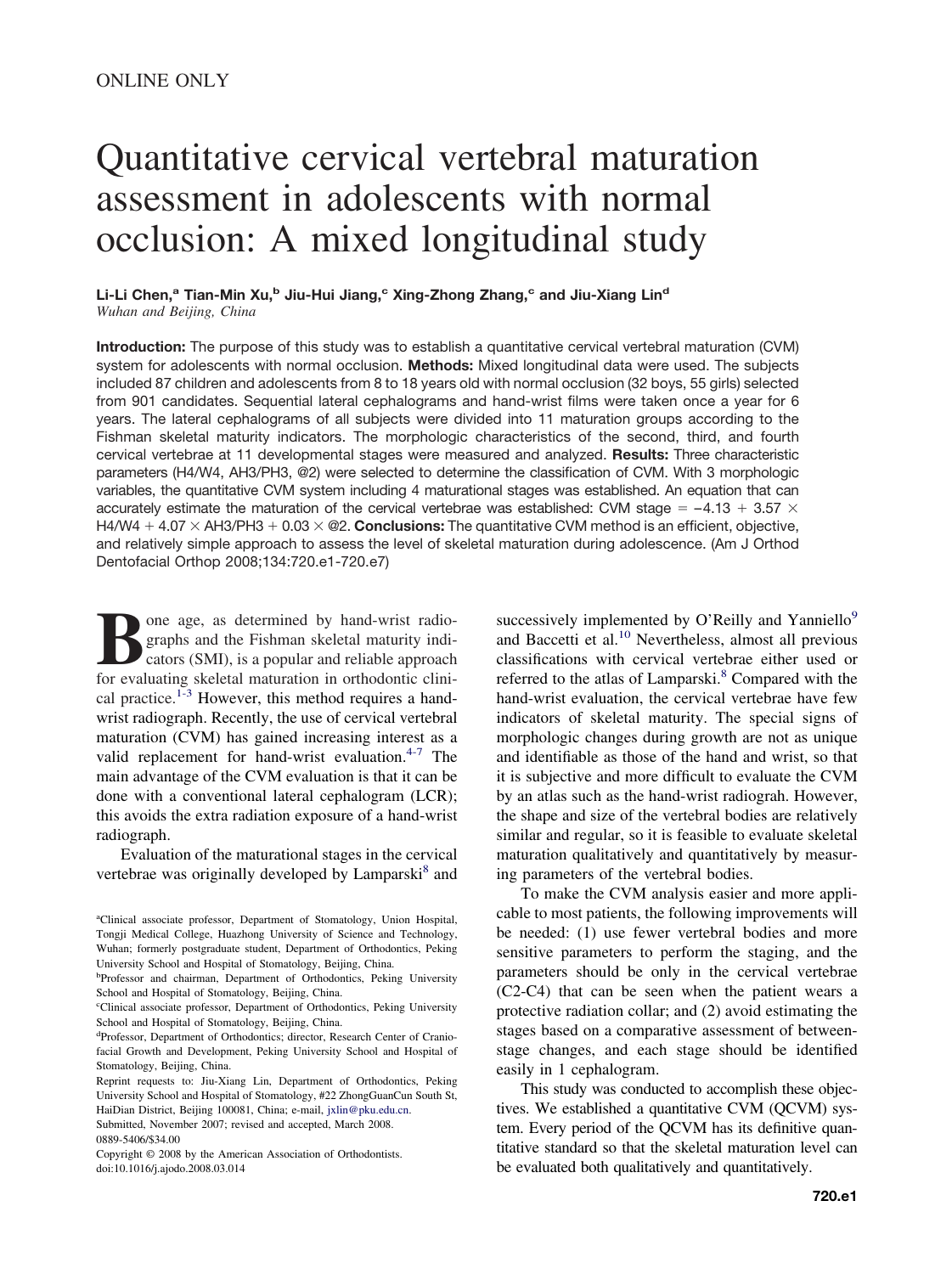ONLINE ONLY

# Quantitative cervical vertebral maturation assessment in adolescents with normal occlusion: A mixed longitudinal study

**Li-Li Chen,[a] Tian-Min Xu,[b] Jiu-Hui Jiang,[c] Xing-Zhong Zhang,[c] and Jiu-Xiang Lin[d]**
*Wuhan and Beijing, China*

**Introduction:** The purpose of this study was to establish a quantitative cervical vertebral maturation (CVM) system for adolescents with normal occlusion. **Methods:** Mixed longitudinal data were used. The subjects included 87 children and adolescents from 8 to 18 years old with normal occlusion (32 boys, 55 girls) selected from 901 candidates. Sequential lateral cephalograms and hand-wrist films were taken once a year for 6 years. The lateral cephalograms of all subjects were divided into 11 maturation groups according to the Fishman skeletal maturity indicators. The morphologic characteristics of the second, third, and fourth cervical vertebrae at 11 developmental stages were measured and analyzed. **Results:** Three characteristic parameters (H4/W4, AH3/PH3, @2) were selected to determine the classification of CVM. With 3 morphologic variables, the quantitative CVM system including 4 maturational stages was established. An equation that can accurately estimate the maturation of the cervical vertebrae was established: CVM stage $= -4.13 + 3.57 \times$ H4/W4 $+ 4.07 \times$ AH3/PH3 $+ 0.03 \times$ @2. **Conclusions:** The quantitative CVM method is an efficient, objective, and relatively simple approach to assess the level of skeletal maturation during adolescence. (Am J Orthod Dentofacial Orthop 2008;134:720.e1-720.e7)

Bone age, as determined by hand-wrist radiographs and the Fishman skeletal maturity indicators (SMI), is a popular and reliable approach for evaluating skeletal maturation in orthodontic clinical practice.[1-3] However, this method requires a hand-wrist radiograph. Recently, the use of cervical vertebral maturation (CVM) has gained increasing interest as a valid replacement for hand-wrist evaluation.[4-7] The main advantage of the CVM evaluation is that it can be done with a conventional lateral cephalogram (LCR); this avoids the extra radiation exposure of a hand-wrist radiograph.

Evaluation of the maturational stages in the cervical vertebrae was originally developed by Lamparski[8] and successively implemented by O'Reilly and Yanniello[9] and Baccetti et al.[10] Nevertheless, almost all previous classifications with cervical vertebrae either used or referred to the atlas of Lamparski.[8] Compared with the hand-wrist evaluation, the cervical vertebrae have few indicators of skeletal maturity. The special signs of morphologic changes during growth are not as unique and identifiable as those of the hand and wrist, so that it is subjective and more difficult to evaluate the CVM by an atlas such as the hand-wrist radiograh. However, the shape and size of the vertebral bodies are relatively similar and regular, so it is feasible to evaluate skeletal maturation qualitatively and quantitatively by measuring parameters of the vertebral bodies.

To make the CVM analysis easier and more applicable to most patients, the following improvements will be needed: (1) use fewer vertebral bodies and more sensitive parameters to perform the staging, and the parameters should be only in the cervical vertebrae (C2-C4) that can be seen when the patient wears a protective radiation collar; and (2) avoid estimating the stages based on a comparative assessment of between-stage changes, and each stage should be identified easily in 1 cephalogram.

This study was conducted to accomplish these objectives. We established a quantitative CVM (QCVM) system. Every period of the QCVM has its definitive quantitative standard so that the skeletal maturation level can be evaluated both qualitatively and quantitatively.

[a]Clinical associate professor, Department of Stomatology, Union Hospital, Tongji Medical College, Huazhong University of Science and Technology, Wuhan; formerly postgraduate student, Department of Orthodontics, Peking University School and Hospital of Stomatology, Beijing, China.
[b]Professor and chairman, Department of Orthodontics, Peking University School and Hospital of Stomatology, Beijing, China.
[c]Clinical associate professor, Department of Orthodontics, Peking University School and Hospital of Stomatology, Beijing, China.
[d]Professor, Department of Orthodontics; director, Research Center of Craniofacial Growth and Development, Peking University School and Hospital of Stomatology, Beijing, China.
Reprint requests to: Jiu-Xiang Lin, Department of Orthodontics, Peking University School and Hospital of Stomatology, #22 ZhongGuanCun South St, HaiDian District, Beijing 100081, China; e-mail, jxlin@pku.edu.cn.
Submitted, November 2007; revised and accepted, March 2008.
0889-5406/$34.00
Copyright © 2008 by the American Association of Orthodontists.
doi:10.1016/j.ajodo.2008.03.014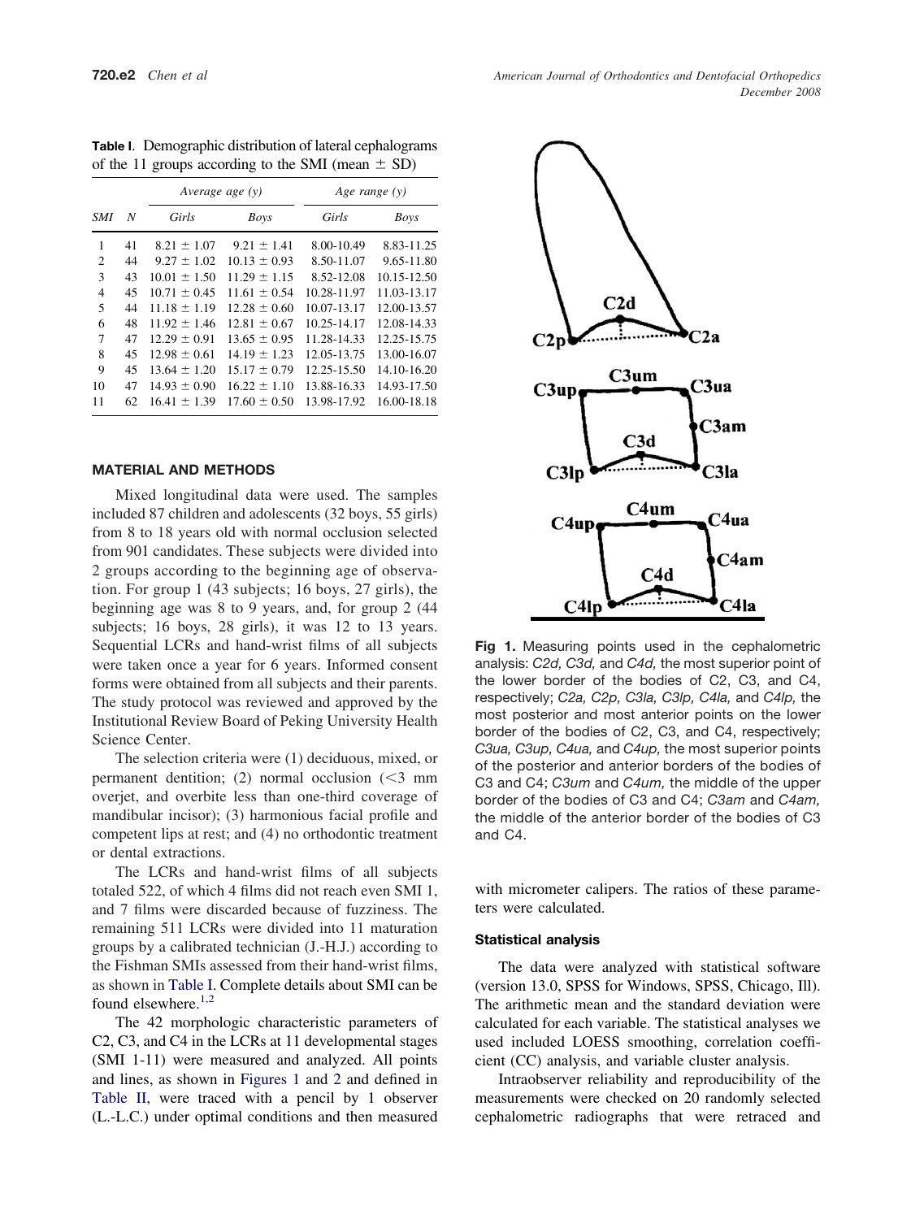**Table I.** Demographic distribution of lateral cephalograms of the 11 groups according to the SMI (mean ± SD)

| SMI | N | Average age (y) | | Age range (y) | |
|---|---|---|---|---|---|
| | | Girls | Boys | Girls | Boys |
| 1 | 41 | 8.21 ± 1.07 | 9.21 ± 1.41 | 8.00-10.49 | 8.83-11.25 |
| 2 | 44 | 9.27 ± 1.02 | 10.13 ± 0.93 | 8.50-11.07 | 9.65-11.80 |
| 3 | 43 | 10.01 ± 1.50 | 11.29 ± 1.15 | 8.52-12.08 | 10.15-12.50 |
| 4 | 45 | 10.71 ± 0.45 | 11.61 ± 0.54 | 10.28-11.97 | 11.03-13.17 |
| 5 | 44 | 11.18 ± 1.19 | 12.28 ± 0.60 | 10.07-13.17 | 12.00-13.57 |
| 6 | 48 | 11.92 ± 1.46 | 12.81 ± 0.67 | 10.25-14.17 | 12.08-14.33 |
| 7 | 47 | 12.29 ± 0.91 | 13.65 ± 0.95 | 11.28-14.33 | 12.25-15.75 |
| 8 | 45 | 12.98 ± 0.61 | 14.19 ± 1.23 | 12.05-13.75 | 13.00-16.07 |
| 9 | 45 | 13.64 ± 1.20 | 15.17 ± 0.79 | 12.25-15.50 | 14.10-16.20 |
| 10 | 47 | 14.93 ± 0.90 | 16.22 ± 1.10 | 13.88-16.33 | 14.93-17.50 |
| 11 | 62 | 16.41 ± 1.39 | 17.60 ± 0.50 | 13.98-17.92 | 16.00-18.18 |

## MATERIAL AND METHODS

Mixed longitudinal data were used. The samples included 87 children and adolescents (32 boys, 55 girls) from 8 to 18 years old with normal occlusion selected from 901 candidates. These subjects were divided into 2 groups according to the beginning age of observation. For group 1 (43 subjects; 16 boys, 27 girls), the beginning age was 8 to 9 years, and, for group 2 (44 subjects; 16 boys, 28 girls), it was 12 to 13 years. Sequential LCRs and hand-wrist films of all subjects were taken once a year for 6 years. Informed consent forms were obtained from all subjects and their parents. The study protocol was reviewed and approved by the Institutional Review Board of Peking University Health Science Center.

The selection criteria were (1) deciduous, mixed, or permanent dentition; (2) normal occlusion (<3 mm overjet, and overbite less than one-third coverage of mandibular incisor); (3) harmonious facial profile and competent lips at rest; and (4) no orthodontic treatment or dental extractions.

The LCRs and hand-wrist films of all subjects totaled 522, of which 4 films did not reach even SMI 1, and 7 films were discarded because of fuzziness. The remaining 511 LCRs were divided into 11 maturation groups by a calibrated technician (J.-H.J.) according to the Fishman SMIs assessed from their hand-wrist films, as shown in Table I. Complete details about SMI can be found elsewhere.[1,2]

The 42 morphologic characteristic parameters of C2, C3, and C4 in the LCRs at 11 developmental stages (SMI 1-11) were measured and analyzed. All points and lines, as shown in Figures 1 and 2 and defined in Table II, were traced with a pencil by 1 observer (L.-L.C.) under optimal conditions and then measured with micrometer calipers. The ratios of these parameters were calculated.

**Fig 1.** Measuring points used in the cephalometric analysis: *C2d, C3d,* and *C4d,* the most superior point of the lower border of the bodies of C2, C3, and C4, respectively; *C2a, C2p, C3la, C3lp, C4la,* and *C4lp,* the most posterior and most anterior points on the lower border of the bodies of C2, C3, and C4, respectively; *C3ua, C3up, C4ua,* and *C4up,* the most superior points of the posterior and anterior borders of the bodies of C3 and C4; *C3um* and *C4um,* the middle of the upper border of the bodies of C3 and C4; *C3am* and *C4am,* the middle of the anterior border of the bodies of C3 and C4.

### Statistical analysis

The data were analyzed with statistical software (version 13.0, SPSS for Windows, SPSS, Chicago, Ill). The arithmetic mean and the standard deviation were calculated for each variable. The statistical analyses we used included LOESS smoothing, correlation coefficient (CC) analysis, and variable cluster analysis.

Intraobserver reliability and reproducibility of the measurements were checked on 20 randomly selected cephalometric radiographs that were retraced and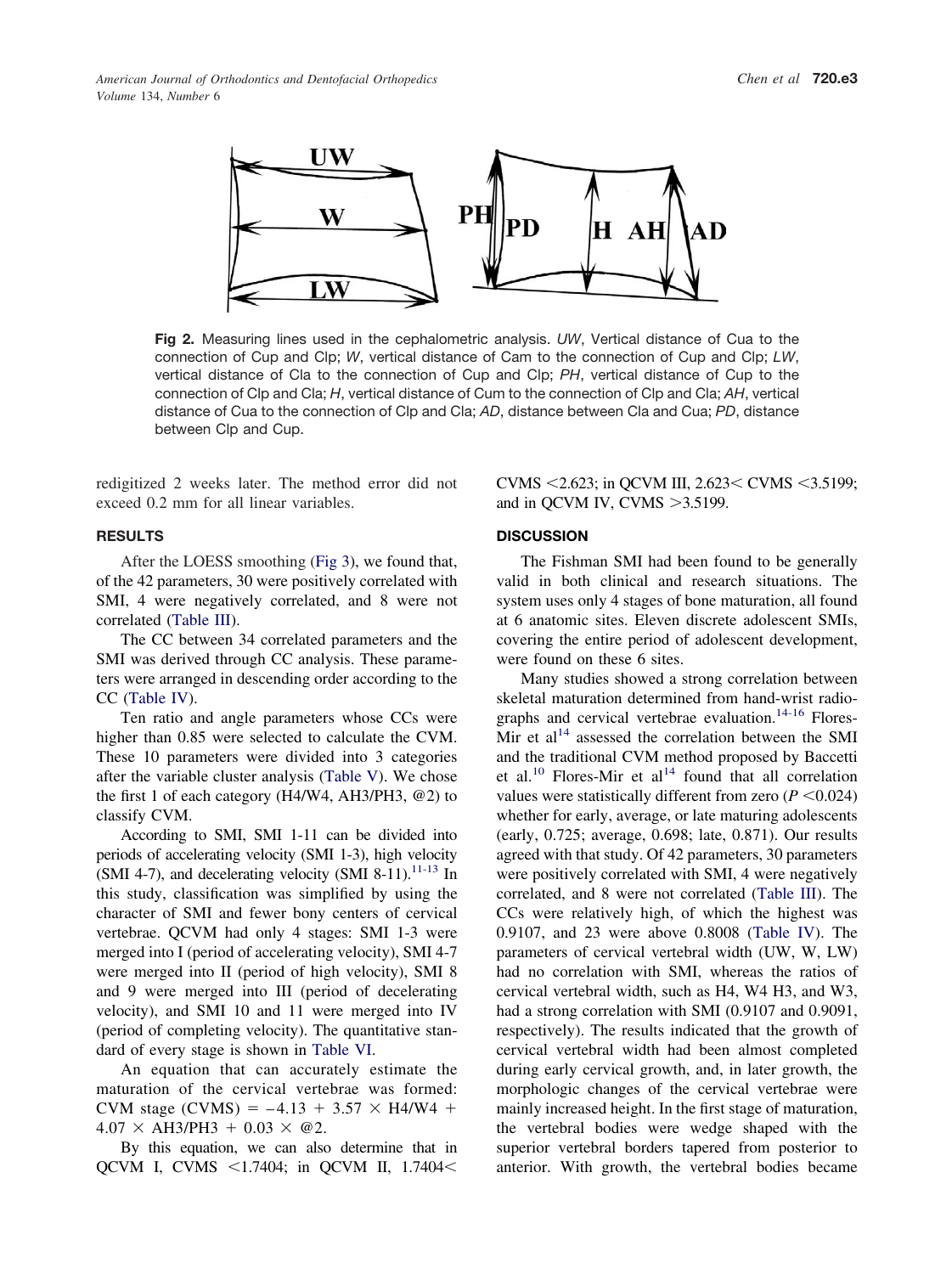**Fig 2.** Measuring lines used in the cephalometric analysis. *UW*, Vertical distance of Cua to the connection of Cup and Clp; *W*, vertical distance of Cam to the connection of Cup and Clp; *LW*, vertical distance of Cla to the connection of Cup and Clp; *PH*, vertical distance of Cup to the connection of Clp and Cla; *H*, vertical distance of Cum to the connection of Clp and Cla; *AH*, vertical distance of Cua to the connection of Clp and Cla; *AD*, distance between Cla and Cua; *PD*, distance between Clp and Cup.

redigitized 2 weeks later. The method error did not exceed 0.2 mm for all linear variables.

## RESULTS

After the LOESS smoothing (Fig 3), we found that, of the 42 parameters, 30 were positively correlated with SMI, 4 were negatively correlated, and 8 were not correlated (Table III).

The CC between 34 correlated parameters and the SMI was derived through CC analysis. These parameters were arranged in descending order according to the CC (Table IV).

Ten ratio and angle parameters whose CCs were higher than 0.85 were selected to calculate the CVM. These 10 parameters were divided into 3 categories after the variable cluster analysis (Table V). We chose the first 1 of each category (H4/W4, AH3/PH3, @2) to classify CVM.

According to SMI, SMI 1-11 can be divided into periods of accelerating velocity (SMI 1-3), high velocity (SMI 4-7), and decelerating velocity (SMI 8-11).[11-13] In this study, classification was simplified by using the character of SMI and fewer bony centers of cervical vertebrae. QCVM had only 4 stages: SMI 1-3 were merged into I (period of accelerating velocity), SMI 4-7 were merged into II (period of high velocity), SMI 8 and 9 were merged into III (period of decelerating velocity), and SMI 10 and 11 were merged into IV (period of completing velocity). The quantitative standard of every stage is shown in Table VI.

An equation that can accurately estimate the maturation of the cervical vertebrae was formed: CVM stage (CVMS) $= -4.13 + 3.57 \times$ H4/W4 $+ 4.07 \times$ AH3/PH3 $+ 0.03 \times$ @2.

By this equation, we can also determine that in QCVM I, CVMS $<1.7404$; in QCVM II, $1.7404<$ CVMS $<2.623$; in QCVM III, $2.623<$ CVMS $<3.5199$; and in QCVM IV, CVMS $>3.5199$.

## DISCUSSION

The Fishman SMI had been found to be generally valid in both clinical and research situations. The system uses only 4 stages of bone maturation, all found at 6 anatomic sites. Eleven discrete adolescent SMIs, covering the entire period of adolescent development, were found on these 6 sites.

Many studies showed a strong correlation between skeletal maturation determined from hand-wrist radiographs and cervical vertebrae evaluation.[14-16] Flores-Mir et al[14] assessed the correlation between the SMI and the traditional CVM method proposed by Baccetti et al.[10] Flores-Mir et al[14] found that all correlation values were statistically different from zero ($P<0.024$) whether for early, average, or late maturing adolescents (early, 0.725; average, 0.698; late, 0.871). Our results agreed with that study. Of 42 parameters, 30 parameters were positively correlated with SMI, 4 were negatively correlated, and 8 were not correlated (Table III). The CCs were relatively high, of which the highest was 0.9107, and 23 were above 0.8008 (Table IV). The parameters of cervical vertebral width (UW, W, LW) had no correlation with SMI, whereas the ratios of cervical vertebral width, such as H4, W4 H3, and W3, had a strong correlation with SMI (0.9107 and 0.9091, respectively). The results indicated that the growth of cervical vertebral width had been almost completed during early cervical growth, and, in later growth, the morphologic changes of the cervical vertebrae were mainly increased height. In the first stage of maturation, the vertebral bodies were wedge shaped with the superior vertebral borders tapered from posterior to anterior. With growth, the vertebral bodies became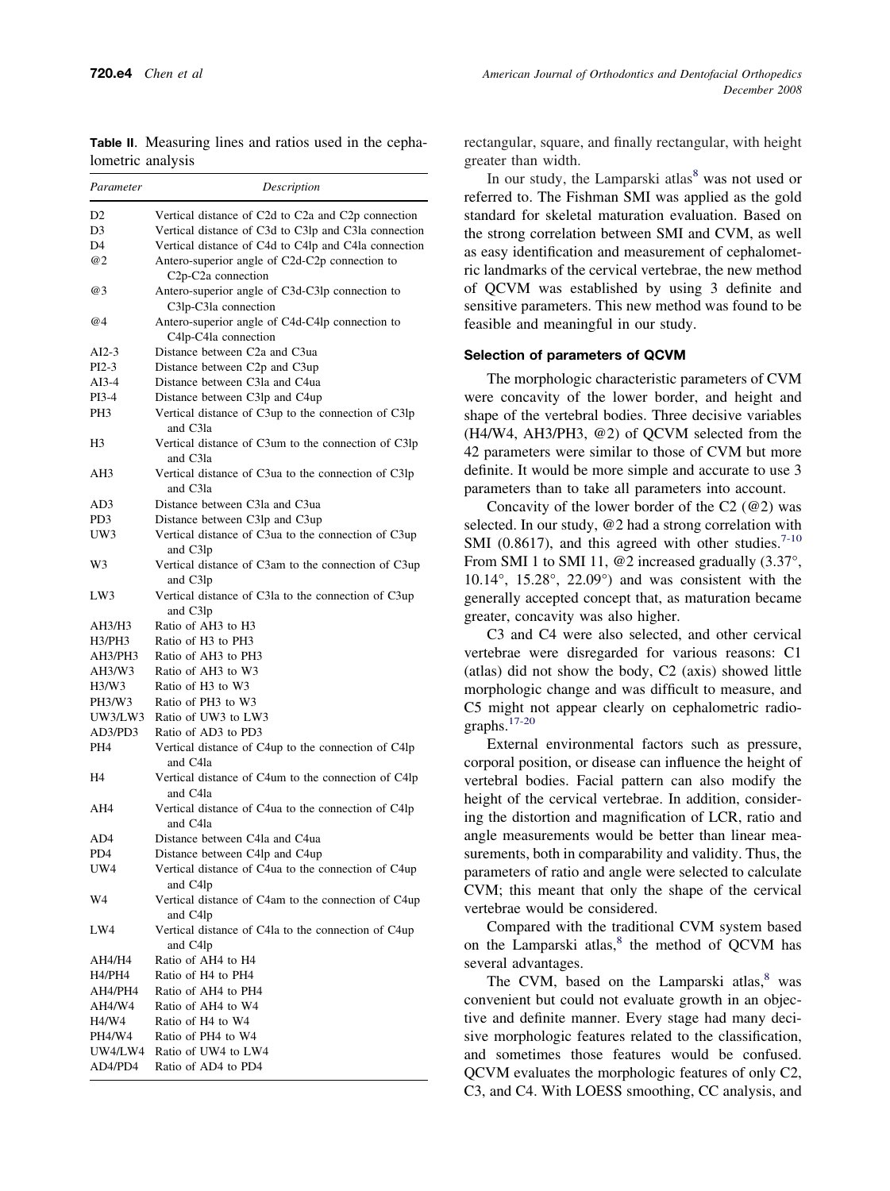**Table II**. Measuring lines and ratios used in the cephalometric analysis

| Parameter | Description |
|---|---|
| D2 | Vertical distance of C2d to C2a and C2p connection |
| D3 | Vertical distance of C3d to C3lp and C3la connection |
| D4 | Vertical distance of C4d to C4lp and C4la connection |
| @2 | Antero-superior angle of C2d-C2p connection to C2p-C2a connection |
| @3 | Antero-superior angle of C3d-C3lp connection to C3lp-C3la connection |
| @4 | Antero-superior angle of C4d-C4lp connection to C4lp-C4la connection |
| AI2-3 | Distance between C2a and C3ua |
| PI2-3 | Distance between C2p and C3up |
| AI3-4 | Distance between C3la and C4ua |
| PI3-4 | Distance between C3lp and C4up |
| PH3 | Vertical distance of C3up to the connection of C3lp and C3la |
| H3 | Vertical distance of C3um to the connection of C3lp and C3la |
| AH3 | Vertical distance of C3ua to the connection of C3lp and C3la |
| AD3 | Distance between C3la and C3ua |
| PD3 | Distance between C3lp and C3up |
| UW3 | Vertical distance of C3ua to the connection of C3up and C3lp |
| W3 | Vertical distance of C3am to the connection of C3up and C3lp |
| LW3 | Vertical distance of C3la to the connection of C3up and C3lp |
| AH3/H3 | Ratio of AH3 to H3 |
| H3/PH3 | Ratio of H3 to PH3 |
| AH3/PH3 | Ratio of AH3 to PH3 |
| AH3/W3 | Ratio of AH3 to W3 |
| H3/W3 | Ratio of H3 to W3 |
| PH3/W3 | Ratio of PH3 to W3 |
| UW3/LW3 | Ratio of UW3 to LW3 |
| AD3/PD3 | Ratio of AD3 to PD3 |
| PH4 | Vertical distance of C4up to the connection of C4lp and C4la |
| H4 | Vertical distance of C4um to the connection of C4lp and C4la |
| AH4 | Vertical distance of C4ua to the connection of C4lp and C4la |
| AD4 | Distance between C4la and C4ua |
| PD4 | Distance between C4lp and C4up |
| UW4 | Vertical distance of C4ua to the connection of C4up and C4lp |
| W4 | Vertical distance of C4am to the connection of C4up and C4lp |
| LW4 | Vertical distance of C4la to the connection of C4up and C4lp |
| AH4/H4 | Ratio of AH4 to H4 |
| H4/PH4 | Ratio of H4 to PH4 |
| AH4/PH4 | Ratio of AH4 to PH4 |
| AH4/W4 | Ratio of AH4 to W4 |
| H4/W4 | Ratio of H4 to W4 |
| PH4/W4 | Ratio of PH4 to W4 |
| UW4/LW4 | Ratio of UW4 to LW4 |
| AD4/PD4 | Ratio of AD4 to PD4 |

rectangular, square, and finally rectangular, with height greater than width.

In our study, the Lamparski atlas[8] was not used or referred to. The Fishman SMI was applied as the gold standard for skeletal maturation evaluation. Based on the strong correlation between SMI and CVM, as well as easy identification and measurement of cephalometric landmarks of the cervical vertebrae, the new method of QCVM was established by using 3 definite and sensitive parameters. This new method was found to be feasible and meaningful in our study.

### Selection of parameters of QCVM

The morphologic characteristic parameters of CVM were concavity of the lower border, and height and shape of the vertebral bodies. Three decisive variables (H4/W4, AH3/PH3, @2) of QCVM selected from the 42 parameters were similar to those of CVM but more definite. It would be more simple and accurate to use 3 parameters than to take all parameters into account.

Concavity of the lower border of the C2 (@2) was selected. In our study, @2 had a strong correlation with SMI (0.8617), and this agreed with other studies.[7-10] From SMI 1 to SMI 11, @2 increased gradually (3.37°, 10.14°, 15.28°, 22.09°) and was consistent with the generally accepted concept that, as maturation became greater, concavity was also higher.

C3 and C4 were also selected, and other cervical vertebrae were disregarded for various reasons: C1 (atlas) did not show the body, C2 (axis) showed little morphologic change and was difficult to measure, and C5 might not appear clearly on cephalometric radiographs.[17-20]

External environmental factors such as pressure, corporal position, or disease can influence the height of vertebral bodies. Facial pattern can also modify the height of the cervical vertebrae. In addition, considering the distortion and magnification of LCR, ratio and angle measurements would be better than linear measurements, both in comparability and validity. Thus, the parameters of ratio and angle were selected to calculate CVM; this meant that only the shape of the cervical vertebrae would be considered.

Compared with the traditional CVM system based on the Lamparski atlas,[8] the method of QCVM has several advantages.

The CVM, based on the Lamparski atlas,[8] was convenient but could not evaluate growth in an objective and definite manner. Every stage had many decisive morphologic features related to the classification, and sometimes those features would be confused. QCVM evaluates the morphologic features of only C2, C3, and C4. With LOESS smoothing, CC analysis, and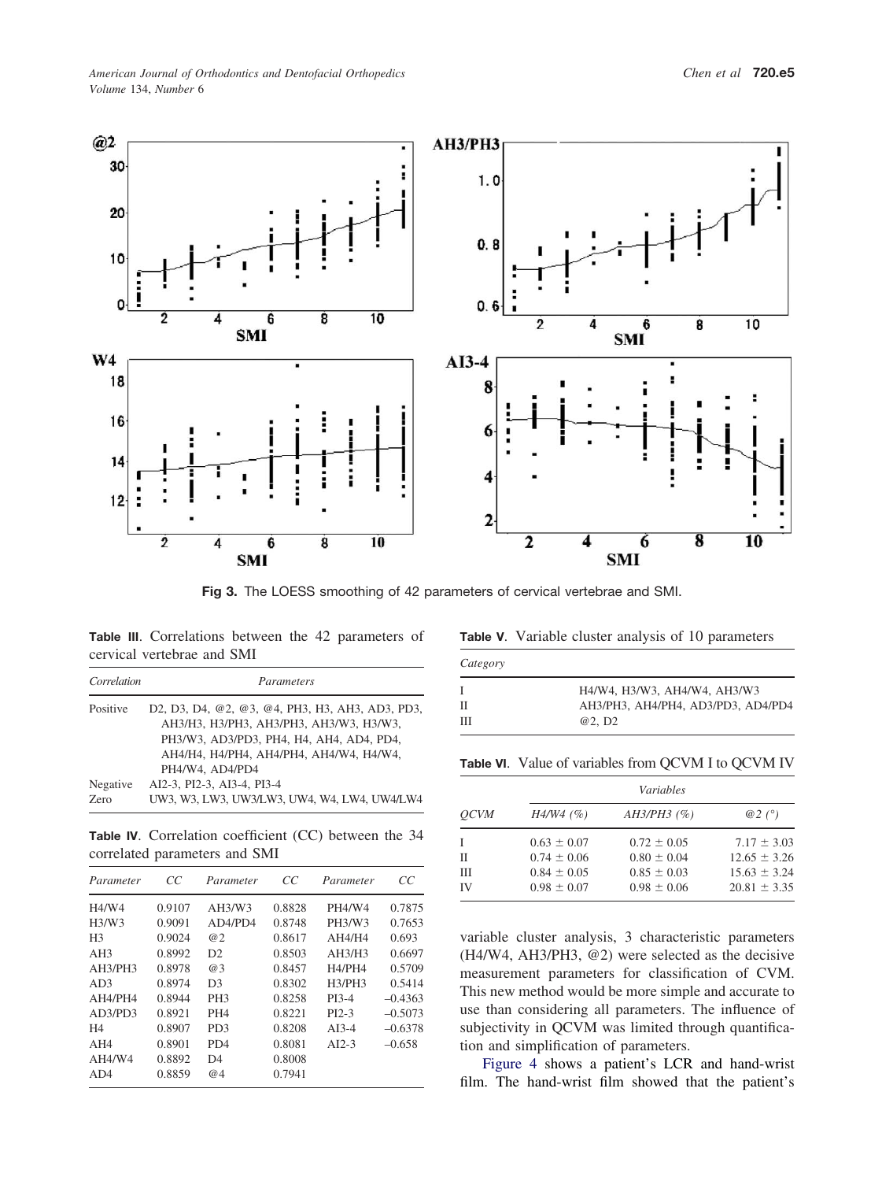Fig 3. The LOESS smoothing of 42 parameters of cervical vertebrae and SMI.

**Table III**. Correlations between the 42 parameters of cervical vertebrae and SMI

| Correlation | Parameters |
|---|---|
| Positive | D2, D3, D4, @2, @3, @4, PH3, H3, AH3, AD3, PD3, AH3/H3, H3/PH3, AH3/PH3, AH3/W3, H3/W3, PH3/W3, AD3/PD3, PH4, H4, AH4, AD4, PD4, AH4/H4, H4/PH4, AH4/PH4, AH4/W4, H4/W4, PH4/W4, AD4/PD4 |
| Negative | AI2-3, PI2-3, AI3-4, PI3-4 |
| Zero | UW3, W3, LW3, UW3/LW3, UW4, W4, LW4, UW4/LW4 |

**Table IV**. Correlation coefficient (CC) between the 34 correlated parameters and SMI

| Parameter | CC | Parameter | CC | Parameter | CC |
|---|---|---|---|---|---|
| H4/W4 | 0.9107 | AH3/W3 | 0.8828 | PH4/W4 | 0.7875 |
| H3/W3 | 0.9091 | AD4/PD4 | 0.8748 | PH3/W3 | 0.7653 |
| H3 | 0.9024 | @2 | 0.8617 | AH4/H4 | 0.693 |
| AH3 | 0.8992 | D2 | 0.8503 | AH3/H3 | 0.6697 |
| AH3/PH3 | 0.8978 | @3 | 0.8457 | H4/PH4 | 0.5709 |
| AD3 | 0.8974 | D3 | 0.8302 | H3/PH3 | 0.5414 |
| AH4/PH4 | 0.8944 | PH3 | 0.8258 | PI3-4 | −0.4363 |
| AD3/PD3 | 0.8921 | PH4 | 0.8221 | PI2-3 | −0.5073 |
| H4 | 0.8907 | PD3 | 0.8208 | AI3-4 | −0.6378 |
| AH4 | 0.8901 | PD4 | 0.8081 | AI2-3 | −0.658 |
| AH4/W4 | 0.8892 | D4 | 0.8008 | | |
| AD4 | 0.8859 | @4 | 0.7941 | | |

**Table V**. Variable cluster analysis of 10 parameters

| Category | |
|---|---|
| I | H4/W4, H3/W3, AH4/W4, AH3/W3 |
| II | AH3/PH3, AH4/PH4, AD3/PD3, AD4/PD4 |
| III | @2, D2 |

**Table VI**. Value of variables from QCVM I to QCVM IV

| | Variables | | |
|---|---|---|---|
| QCVM | H4/W4 (%) | AH3/PH3 (%) | @2 (°) |
| I | 0.63 ± 0.07 | 0.72 ± 0.05 | 7.17 ± 3.03 |
| II | 0.74 ± 0.06 | 0.80 ± 0.04 | 12.65 ± 3.26 |
| III | 0.84 ± 0.05 | 0.85 ± 0.03 | 15.63 ± 3.24 |
| IV | 0.98 ± 0.07 | 0.98 ± 0.06 | 20.81 ± 3.35 |

variable cluster analysis, 3 characteristic parameters (H4/W4, AH3/PH3, @2) were selected as the decisive measurement parameters for classification of CVM. This new method would be more simple and accurate to use than considering all parameters. The influence of subjectivity in QCVM was limited through quantification and simplification of parameters.

Figure 4 shows a patient's LCR and hand-wrist film. The hand-wrist film showed that the patient's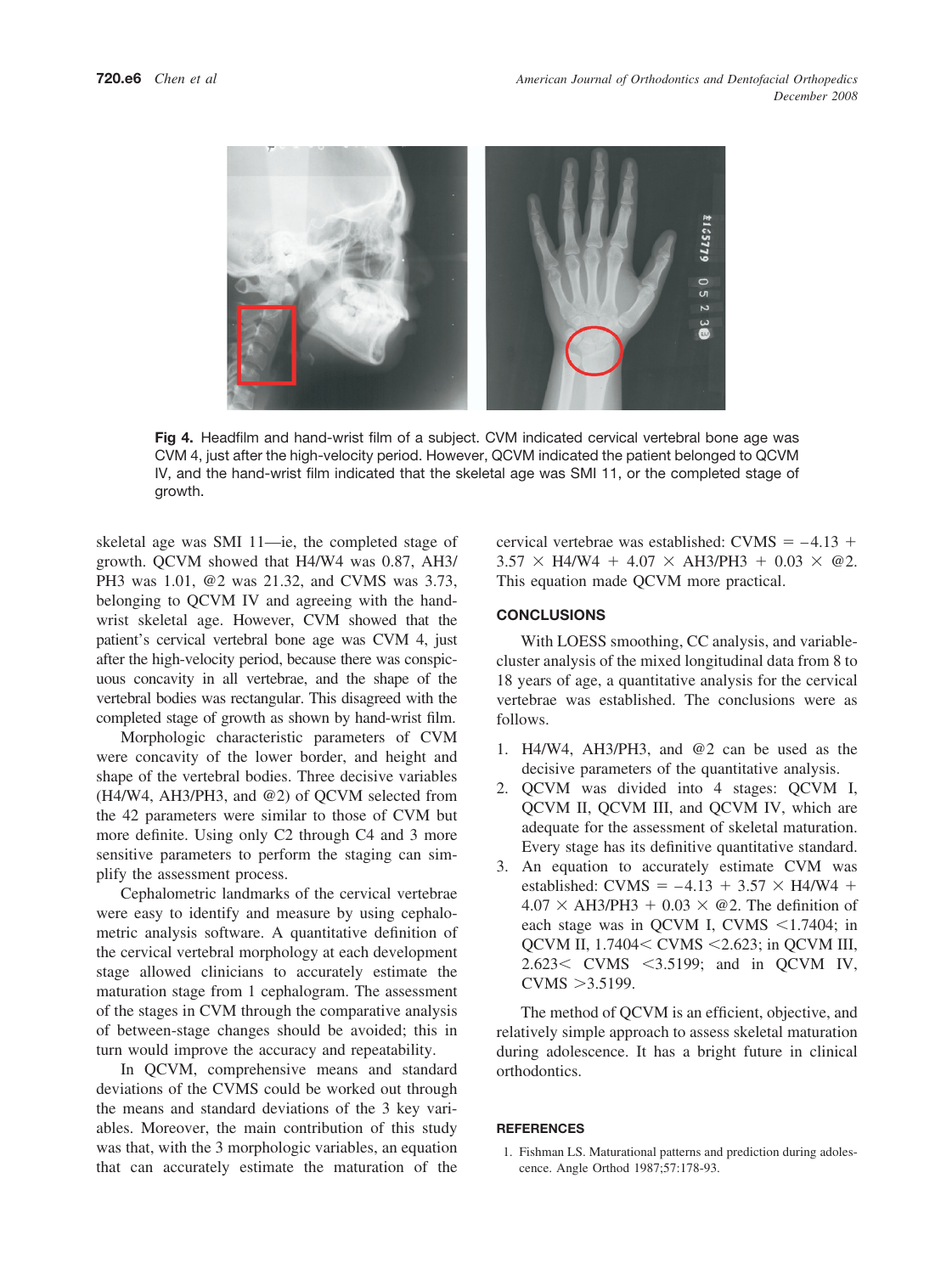Fig 4. Headfilm and hand-wrist film of a subject. CVM indicated cervical vertebral bone age was CVM 4, just after the high-velocity period. However, QCVM indicated the patient belonged to QCVM IV, and the hand-wrist film indicated that the skeletal age was SMI 11, or the completed stage of growth.

skeletal age was SMI 11—ie, the completed stage of growth. QCVM showed that H4/W4 was 0.87, AH3/PH3 was 1.01, @2 was 21.32, and CVMS was 3.73, belonging to QCVM IV and agreeing with the hand-wrist skeletal age. However, CVM showed that the patient's cervical vertebral bone age was CVM 4, just after the high-velocity period, because there was conspicuous concavity in all vertebrae, and the shape of the vertebral bodies was rectangular. This disagreed with the completed stage of growth as shown by hand-wrist film.

Morphologic characteristic parameters of CVM were concavity of the lower border, and height and shape of the vertebral bodies. Three decisive variables (H4/W4, AH3/PH3, and @2) of QCVM selected from the 42 parameters were similar to those of CVM but more definite. Using only C2 through C4 and 3 more sensitive parameters to perform the staging can simplify the assessment process.

Cephalometric landmarks of the cervical vertebrae were easy to identify and measure by using cephalometric analysis software. A quantitative definition of the cervical vertebral morphology at each development stage allowed clinicians to accurately estimate the maturation stage from 1 cephalogram. The assessment of the stages in CVM through the comparative analysis of between-stage changes should be avoided; this in turn would improve the accuracy and repeatability.

In QCVM, comprehensive means and standard deviations of the CVMS could be worked out through the means and standard deviations of the 3 key variables. Moreover, the main contribution of this study was that, with the 3 morphologic variables, an equation that can accurately estimate the maturation of the cervical vertebrae was established: CVMS = −4.13 + 3.57 × H4/W4 + 4.07 × AH3/PH3 + 0.03 × @2. This equation made QCVM more practical.

## CONCLUSIONS

With LOESS smoothing, CC analysis, and variable-cluster analysis of the mixed longitudinal data from 8 to 18 years of age, a quantitative analysis for the cervical vertebrae was established. The conclusions were as follows.

1. H4/W4, AH3/PH3, and @2 can be used as the decisive parameters of the quantitative analysis.
2. QCVM was divided into 4 stages: QCVM I, QCVM II, QCVM III, and QCVM IV, which are adequate for the assessment of skeletal maturation. Every stage has its definitive quantitative standard.
3. An equation to accurately estimate CVM was established: CVMS = −4.13 + 3.57 × H4/W4 + 4.07 × AH3/PH3 + 0.03 × @2. The definition of each stage was in QCVM I, CVMS <1.7404; in QCVM II, 1.7404< CVMS <2.623; in QCVM III, 2.623< CVMS <3.5199; and in QCVM IV, CVMS >3.5199.

The method of QCVM is an efficient, objective, and relatively simple approach to assess skeletal maturation during adolescence. It has a bright future in clinical orthodontics.

## REFERENCES

1. Fishman LS. Maturational patterns and prediction during adolescence. Angle Orthod 1987;57:178-93.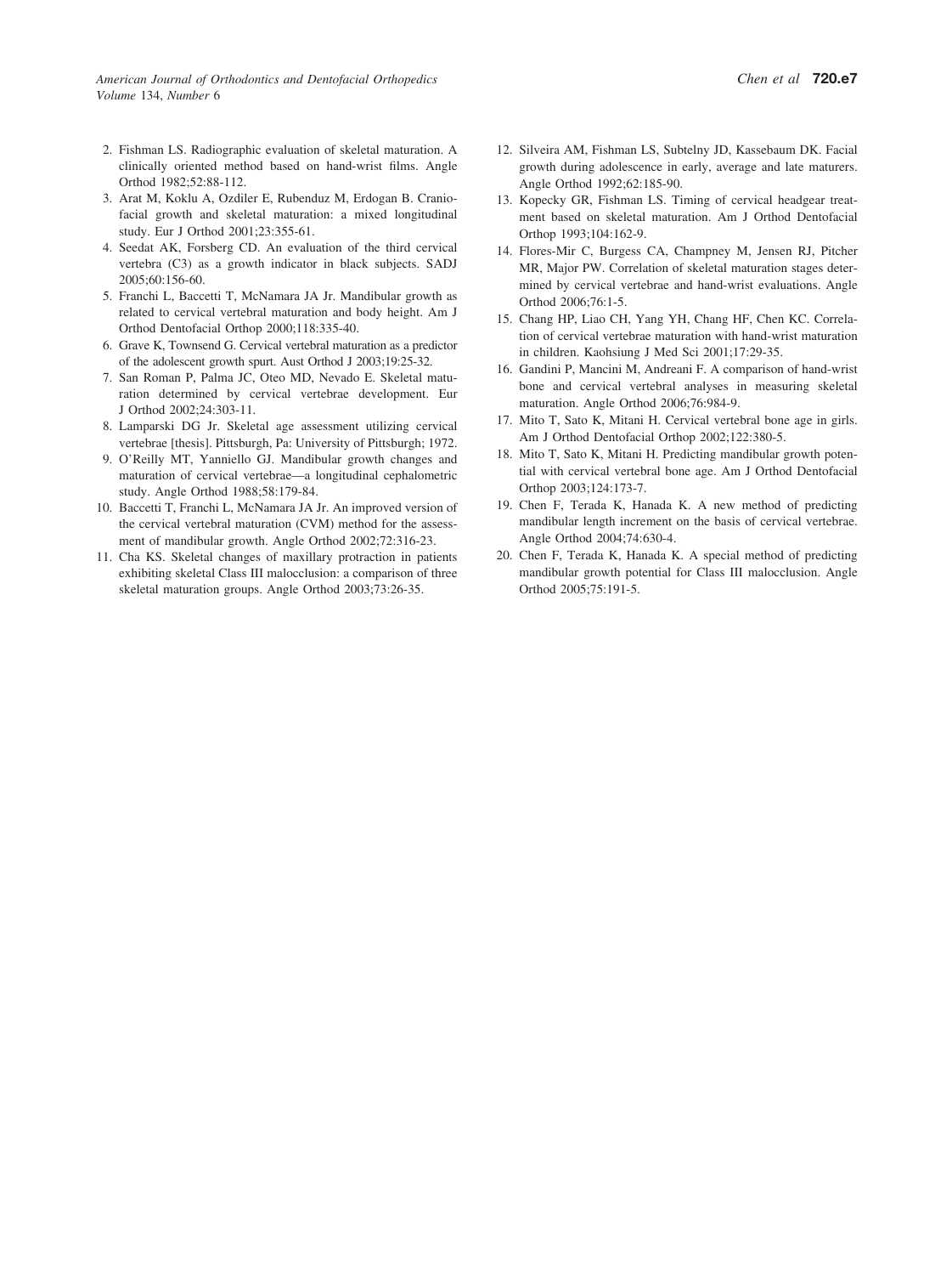2. Fishman LS. Radiographic evaluation of skeletal maturation. A clinically oriented method based on hand-wrist films. Angle Orthod 1982;52:88-112.
3. Arat M, Koklu A, Ozdiler E, Rubenduz M, Erdogan B. Craniofacial growth and skeletal maturation: a mixed longitudinal study. Eur J Orthod 2001;23:355-61.
4. Seedat AK, Forsberg CD. An evaluation of the third cervical vertebra (C3) as a growth indicator in black subjects. SADJ 2005;60:156-60.
5. Franchi L, Baccetti T, McNamara JA Jr. Mandibular growth as related to cervical vertebral maturation and body height. Am J Orthod Dentofacial Orthop 2000;118:335-40.
6. Grave K, Townsend G. Cervical vertebral maturation as a predictor of the adolescent growth spurt. Aust Orthod J 2003;19:25-32.
7. San Roman P, Palma JC, Oteo MD, Nevado E. Skeletal maturation determined by cervical vertebrae development. Eur J Orthod 2002;24:303-11.
8. Lamparski DG Jr. Skeletal age assessment utilizing cervical vertebrae [thesis]. Pittsburgh, Pa: University of Pittsburgh; 1972.
9. O'Reilly MT, Yanniello GJ. Mandibular growth changes and maturation of cervical vertebrae—a longitudinal cephalometric study. Angle Orthod 1988;58:179-84.
10. Baccetti T, Franchi L, McNamara JA Jr. An improved version of the cervical vertebral maturation (CVM) method for the assessment of mandibular growth. Angle Orthod 2002;72:316-23.
11. Cha KS. Skeletal changes of maxillary protraction in patients exhibiting skeletal Class III malocclusion: a comparison of three skeletal maturation groups. Angle Orthod 2003;73:26-35.
12. Silveira AM, Fishman LS, Subtelny JD, Kassebaum DK. Facial growth during adolescence in early, average and late maturers. Angle Orthod 1992;62:185-90.
13. Kopecky GR, Fishman LS. Timing of cervical headgear treatment based on skeletal maturation. Am J Orthod Dentofacial Orthop 1993;104:162-9.
14. Flores-Mir C, Burgess CA, Champney M, Jensen RJ, Pitcher MR, Major PW. Correlation of skeletal maturation stages determined by cervical vertebrae and hand-wrist evaluations. Angle Orthod 2006;76:1-5.
15. Chang HP, Liao CH, Yang YH, Chang HF, Chen KC. Correlation of cervical vertebrae maturation with hand-wrist maturation in children. Kaohsiung J Med Sci 2001;17:29-35.
16. Gandini P, Mancini M, Andreani F. A comparison of hand-wrist bone and cervical vertebral analyses in measuring skeletal maturation. Angle Orthod 2006;76:984-9.
17. Mito T, Sato K, Mitani H. Cervical vertebral bone age in girls. Am J Orthod Dentofacial Orthop 2002;122:380-5.
18. Mito T, Sato K, Mitani H. Predicting mandibular growth potential with cervical vertebral bone age. Am J Orthod Dentofacial Orthop 2003;124:173-7.
19. Chen F, Terada K, Hanada K. A new method of predicting mandibular length increment on the basis of cervical vertebrae. Angle Orthod 2004;74:630-4.
20. Chen F, Terada K, Hanada K. A special method of predicting mandibular growth potential for Class III malocclusion. Angle Orthod 2005;75:191-5.